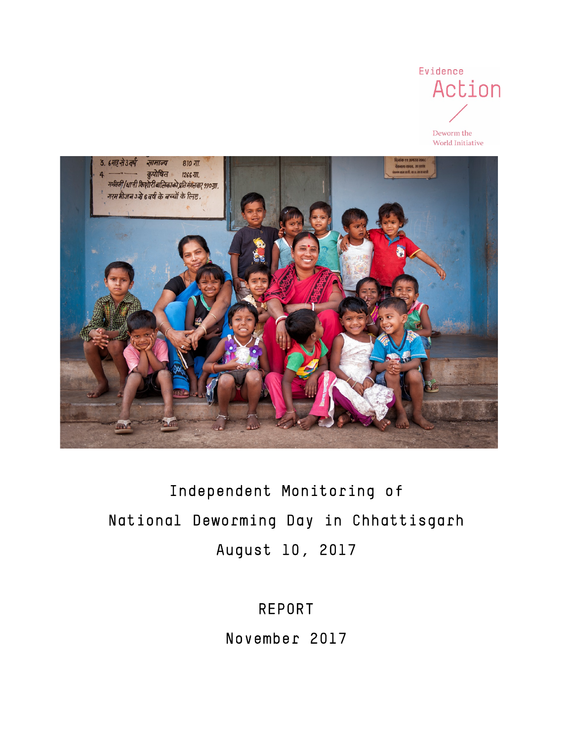Evidence Action

Deworm the World Initiative

# Independent Monitoring of National Deworming Day in Chhattisgarh August 10, 2017

## REPORT

November 2017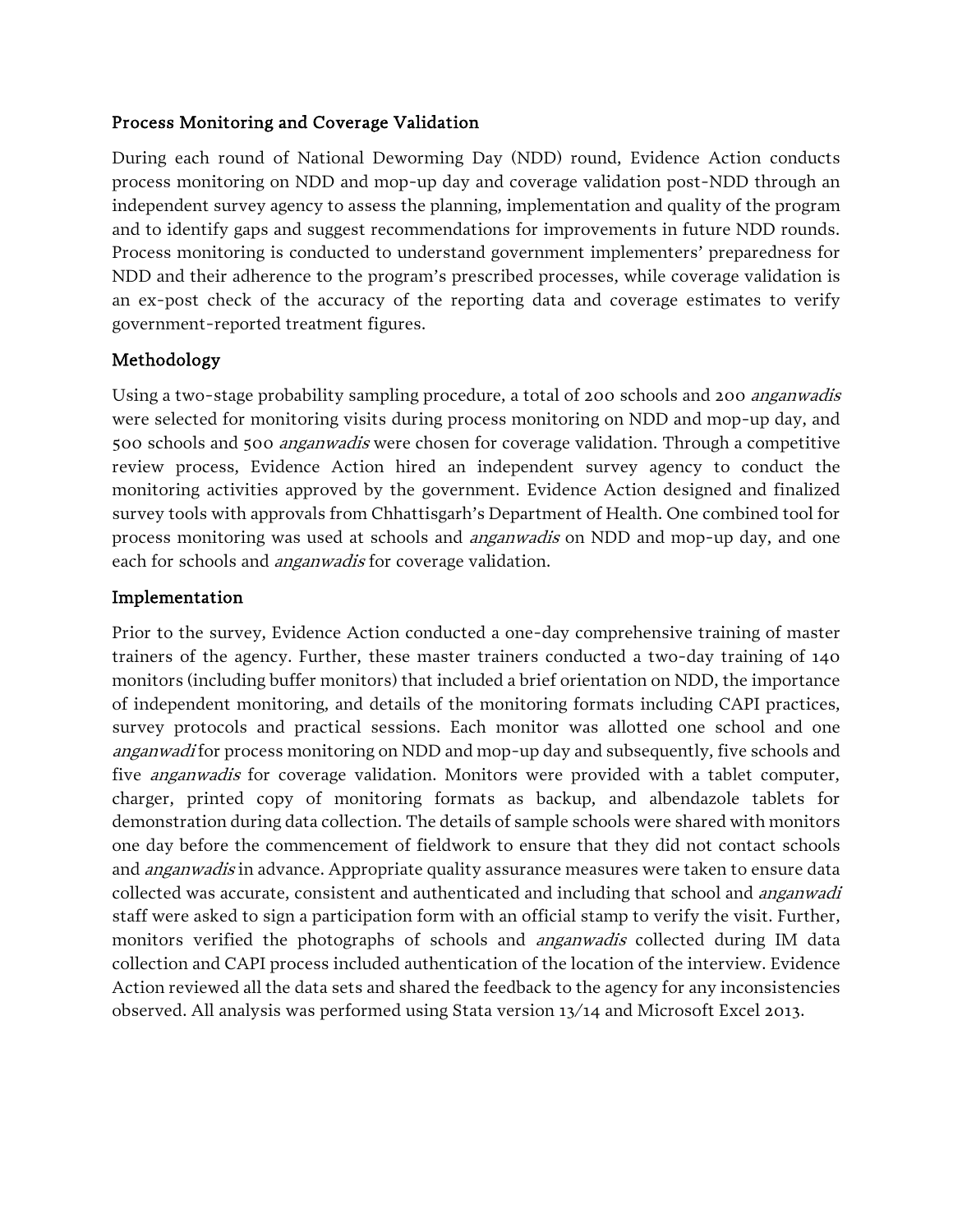## Process Monitoring and Coverage Validation

During each round of National Deworming Day (NDD) round, Evidence Action conducts process monitoring on NDD and mop-up day and coverage validation post-NDD through an independent survey agency to assess the planning, implementation and quality of the program and to identify gaps and suggest recommendations for improvements in future NDD rounds. Process monitoring is conducted to understand government implementers' preparedness for NDD and their adherence to the program's prescribed processes, while coverage validation is an ex-post check of the accuracy of the reporting data and coverage estimates to verify government-reported treatment figures.

## Methodology

Using a two-stage probability sampling procedure, a total of 200 schools and 200 *anganwadis* were selected for monitoring visits during process monitoring on NDD and mop-up day, and 500 schools and 500 *anganwadis* were chosen for coverage validation. Through a competitive review process, Evidence Action hired an independent survey agency to conduct the monitoring activities approved by the government. Evidence Action designed and finalized survey tools with approvals from Chhattisgarh's Department of Health. One combined tool for process monitoring was used at schools and *anganwadis* on NDD and mop-up day, and one each for schools and *anganwadis* for coverage validation.

## Implementation

Prior to the survey, Evidence Action conducted a one-day comprehensive training of master trainers of the agency. Further, these master trainers conducted a two-day training of 140 monitors (including buffer monitors) that included a brief orientation on NDD, the importance of independent monitoring, and details of the monitoring formats including CAPI practices, survey protocols and practical sessions. Each monitor was allotted one school and one *anganwadi* for process monitoring on NDD and mop-up day and subsequently, five schools and five *anganwadis* for coverage validation. Monitors were provided with a tablet computer, charger, printed copy of monitoring formats as backup, and albendazole tablets for demonstration during data collection. The details of sample schools were shared with monitors one day before the commencement of fieldwork to ensure that they did not contact schools and *anganwadis* in advance. Appropriate quality assurance measures were taken to ensure data collected was accurate, consistent and authenticated and including that school and *anganwadi* staff were asked to sign a participation form with an official stamp to verify the visit. Further, monitors verified the photographs of schools and *anganwadis* collected during IM data collection and CAPI process included authentication of the location of the interview. Evidence Action reviewed all the data sets and shared the feedback to the agency for any inconsistencies observed. All analysis was performed using Stata version 13/14 and Microsoft Excel 2013.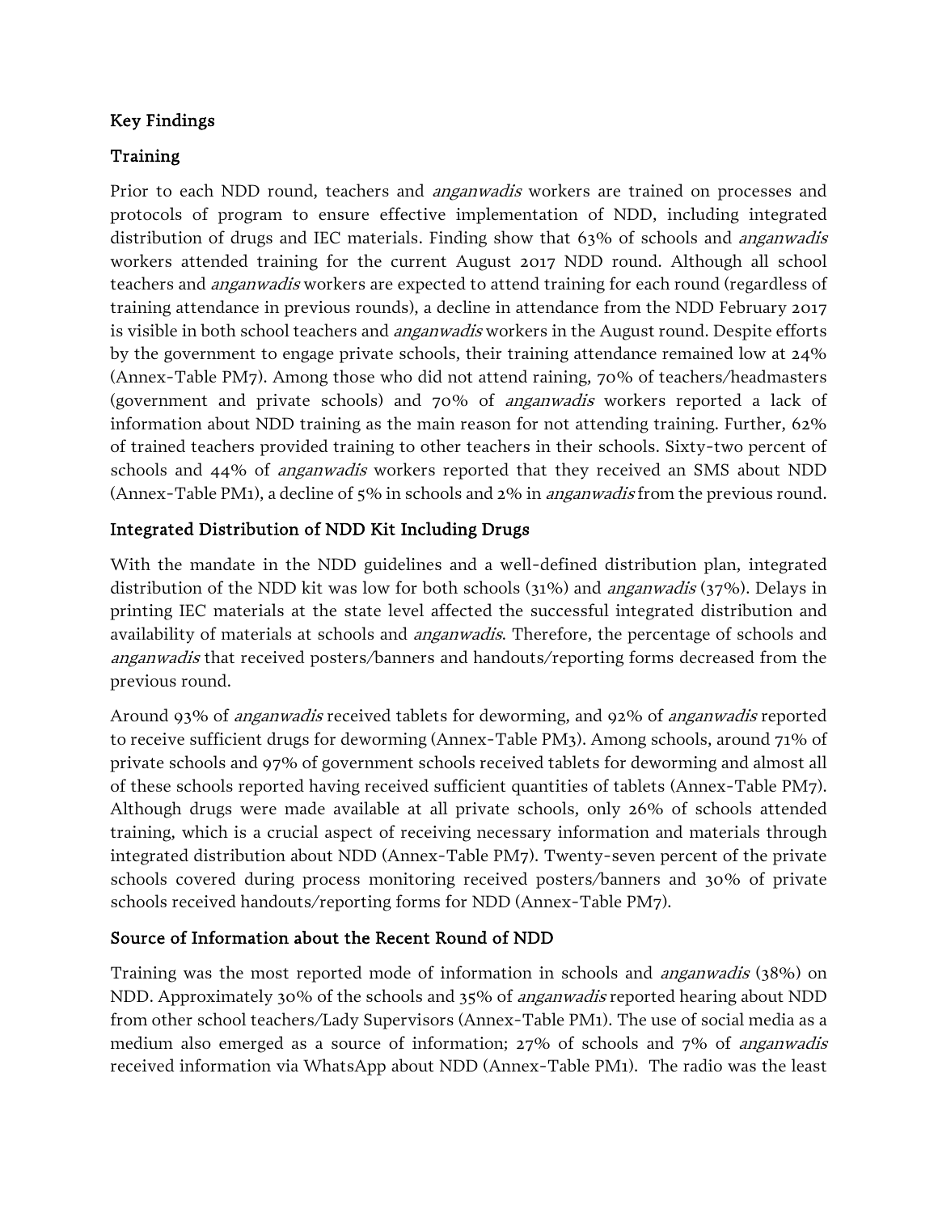## Key Findings

### Training

Prior to each NDD round, teachers and *anganwadis* workers are trained on processes and protocols of program to ensure effective implementation of NDD, including integrated distribution of drugs and IEC materials. Finding show that 63% of schools and *anganwadis* workers attended training for the current August 2017 NDD round. Although all school teachers and *anganwadis* workers are expected to attend training for each round (regardless of training attendance in previous rounds), a decline in attendance from the NDD February 2017 is visible in both school teachers and *anganwadis* workers in the August round. Despite efforts by the government to engage private schools, their training attendance remained low at 24% (Annex-Table PM7). Among those who did not attend raining, 70% of teachers/headmasters (government and private schools) and 70% of *anganwadis* workers reported a lack of information about NDD training as the main reason for not attending training. Further, 62% of trained teachers provided training to other teachers in their schools. Sixty-two percent of schools and 44% of *anganwadis* workers reported that they received an SMS about NDD (Annex-Table PM1), a decline of 5% in schools and 2% in *anganwadis* from the previous round.

### Integrated Distribution of NDD Kit Including Drugs

With the mandate in the NDD guidelines and a well-defined distribution plan, integrated distribution of the NDD kit was low for both schools (31%) and *anganwadis* (37%). Delays in printing IEC materials at the state level affected the successful integrated distribution and availability of materials at schools and *anganwadis*. Therefore, the percentage of schools and *anganwadis* that received posters/banners and handouts/reporting forms decreased from the previous round.

Around 93% of *anganwadis* received tablets for deworming, and 92% of *anganwadis* reported to receive sufficient drugs for deworming (Annex-Table PM3). Among schools, around 71% of private schools and 97% of government schools received tablets for deworming and almost all of these schools reported having received sufficient quantities of tablets (Annex-Table PM7). Although drugs were made available at all private schools, only 26% of schools attended training, which is a crucial aspect of receiving necessary information and materials through integrated distribution about NDD (Annex-Table PM7). Twenty-seven percent of the private schools covered during process monitoring received posters/banners and 30% of private schools received handouts/reporting forms for NDD (Annex-Table PM7).

### Source of Information about the Recent Round of NDD

Training was the most reported mode of information in schools and *anganwadis* (38%) on NDD. Approximately 30% of the schools and 35% of *anganwadis* reported hearing about NDD from other school teachers/Lady Supervisors (Annex-Table PM1). The use of social media as a medium also emerged as a source of information; 27% of schools and 7% of *anganwadis* received information via WhatsApp about NDD (Annex-Table PM1). The radio was the least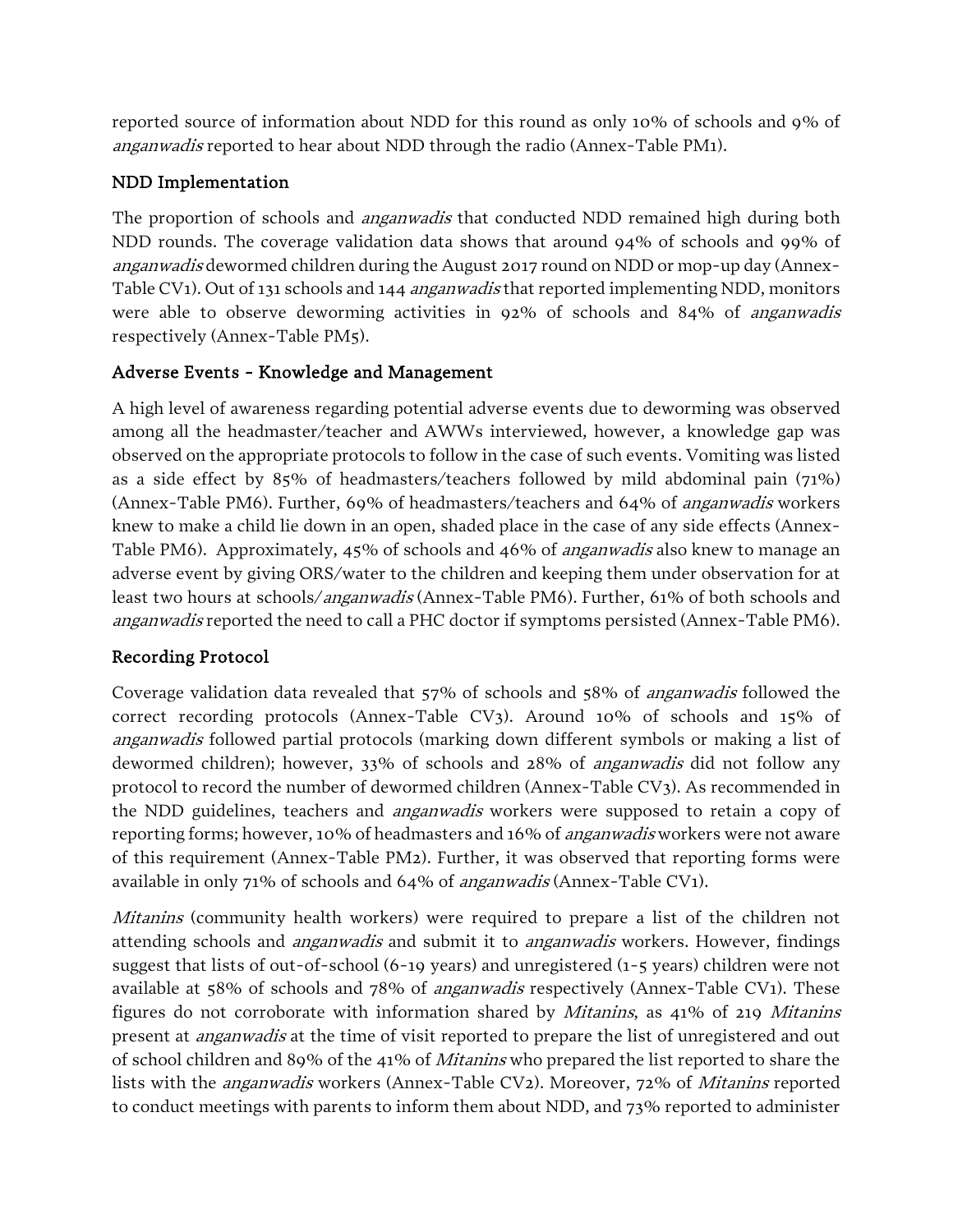reported source of information about NDD for this round as only 10% of schools and 9% of *anganwadis* reported to hear about NDD through the radio (Annex-Table PM1).

### NDD Implementation

The proportion of schools and *anganwadis* that conducted NDD remained high during both NDD rounds. The coverage validation data shows that around 94% of schools and 99% of *anganwadis* dewormed children during the August 2017 round on NDD or mop-up day (Annex-Table CV1). Out of 131 schools and 144 *anganwadis* that reported implementing NDD, monitors were able to observe deworming activities in 92% of schools and 84% of *anganwadis* respectively (Annex-Table PM5).

### Adverse Events - Knowledge and Management

A high level of awareness regarding potential adverse events due to deworming was observed among all the headmaster/teacher and AWWs interviewed, however, a knowledge gap was observed on the appropriate protocols to follow in the case of such events. Vomiting was listed as a side effect by 85% of headmasters/teachers followed by mild abdominal pain (71%) (Annex-Table PM6). Further, 69% of headmasters/teachers and 64% of *anganwadis* workers knew to make a child lie down in an open, shaded place in the case of any side effects (Annex-Table PM6). Approximately, 45% of schools and 46% of *anganwadis* also knew to manage an adverse event by giving ORS/water to the children and keeping them under observation for at least two hours at schools/*anganwadis* (Annex-Table PM6). Further, 61% of both schools and *anganwadis* reported the need to call a PHC doctor if symptoms persisted (Annex-Table PM6).

### Recording Protocol

Coverage validation data revealed that 57% of schools and 58% of *anganwadis* followed the correct recording protocols (Annex-Table CV3). Around 10% of schools and 15% of *anganwadis* followed partial protocols (marking down different symbols or making a list of dewormed children); however, 33% of schools and 28% of *anganwadis* did not follow any protocol to record the number of dewormed children (Annex-Table CV3). As recommended in the NDD guidelines, teachers and *anganwadis* workers were supposed to retain a copy of reporting forms; however, 10% of headmasters and 16% of *anganwadis* workers were not aware of this requirement (Annex-Table PM2). Further, it was observed that reporting forms were available in only 71% of schools and 64% of *anganwadis* (Annex-Table CV1).

*Mitanins* (community health workers) were required to prepare a list of the children not attending schools and *anganwadis* and submit it to *anganwadis* workers. However, findings suggest that lists of out-of-school (6-19 years) and unregistered (1-5 years) children were not available at 58% of schools and 78% of *anganwadis* respectively (Annex-Table CV1). These figures do not corroborate with information shared by *Mitanins*, as 41% of 219 *Mitanins* present at *anganwadis* at the time of visit reported to prepare the list of unregistered and out of school children and 89% of the 41% of *Mitanins* who prepared the list reported to share the lists with the *anganwadis* workers (Annex-Table CV2). Moreover, 72% of *Mitanins* reported to conduct meetings with parents to inform them about NDD, and 73% reported to administer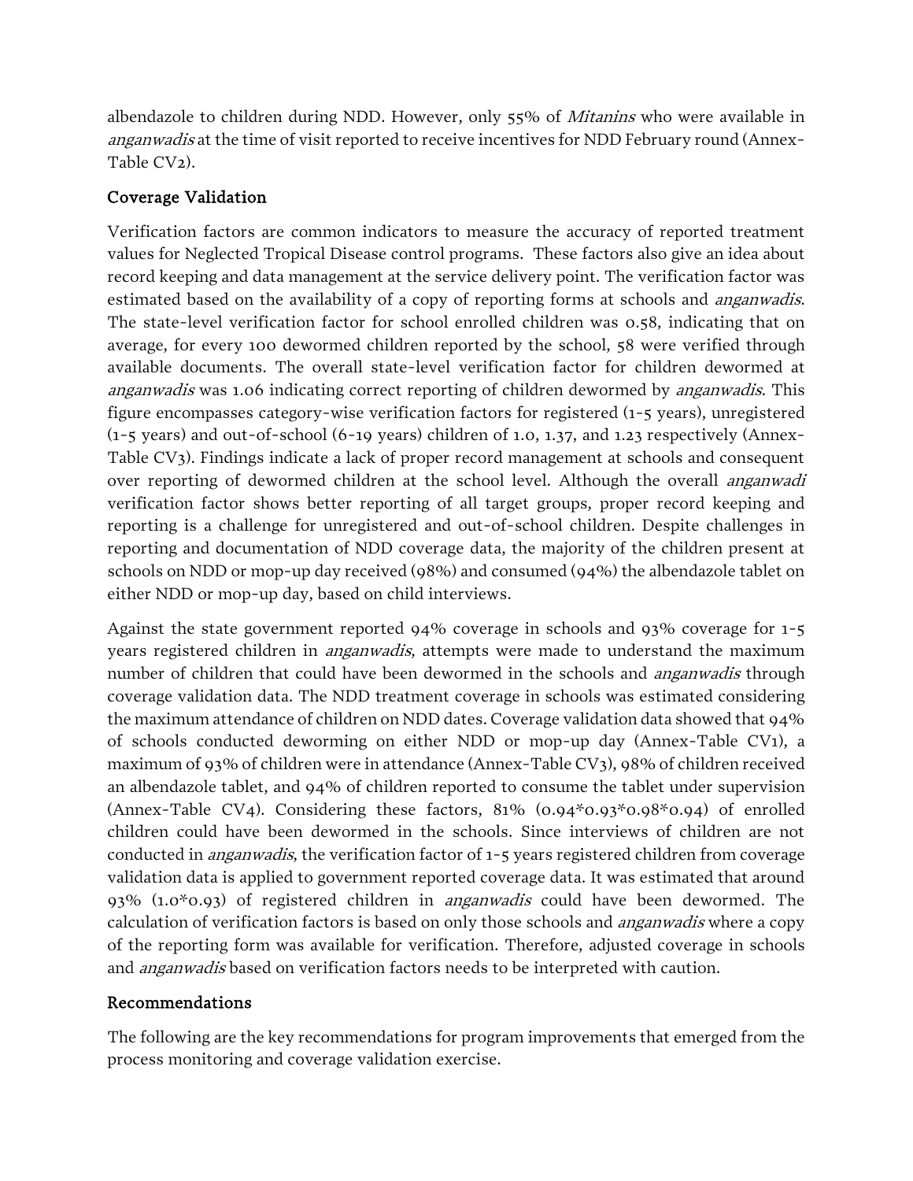albendazole to children during NDD. However, only 55% of *Mitanins* who were available in *anganwadis* at the time of visit reported to receive incentives for NDD February round (Annex-Table CV2).

## Coverage Validation

Verification factors are common indicators to measure the accuracy of reported treatment values for Neglected Tropical Disease control programs. These factors also give an idea about record keeping and data management at the service delivery point. The verification factor was estimated based on the availability of a copy of reporting forms at schools and *anganwadis*. The state-level verification factor for school enrolled children was 0.58, indicating that on average, for every 100 dewormed children reported by the school, 58 were verified through available documents. The overall state-level verification factor for children dewormed at *anganwadis* was 1.06 indicating correct reporting of children dewormed by *anganwadis*. This figure encompasses category-wise verification factors for registered (1-5 years), unregistered (1-5 years) and out-of-school (6-19 years) children of 1.0, 1.37, and 1.23 respectively (Annex-Table CV3). Findings indicate a lack of proper record management at schools and consequent over reporting of dewormed children at the school level. Although the overall *anganwadi* verification factor shows better reporting of all target groups, proper record keeping and reporting is a challenge for unregistered and out-of-school children. Despite challenges in reporting and documentation of NDD coverage data, the majority of the children present at schools on NDD or mop-up day received (98%) and consumed (94%) the albendazole tablet on either NDD or mop-up day, based on child interviews.

Against the state government reported 94% coverage in schools and 93% coverage for 1-5 years registered children in *anganwadis*, attempts were made to understand the maximum number of children that could have been dewormed in the schools and *anganwadis* through coverage validation data. The NDD treatment coverage in schools was estimated considering the maximum attendance of children on NDD dates. Coverage validation data showed that 94% of schools conducted deworming on either NDD or mop-up day (Annex-Table CV1), a maximum of 93% of children were in attendance (Annex-Table CV3), 98% of children received an albendazole tablet, and 94% of children reported to consume the tablet under supervision (Annex-Table CV4). Considering these factors, 81% (0.94*0.93*0.98*0.94) of enrolled children could have been dewormed in the schools. Since interviews of children are not conducted in *anganwadis*, the verification factor of 1-5 years registered children from coverage validation data is applied to government reported coverage data. It was estimated that around 93% (1.0*0.93) of registered children in *anganwadis* could have been dewormed. The calculation of verification factors is based on only those schools and *anganwadis* where a copy of the reporting form was available for verification. Therefore, adjusted coverage in schools and *anganwadis* based on verification factors needs to be interpreted with caution.

## Recommendations

The following are the key recommendations for program improvements that emerged from the process monitoring and coverage validation exercise.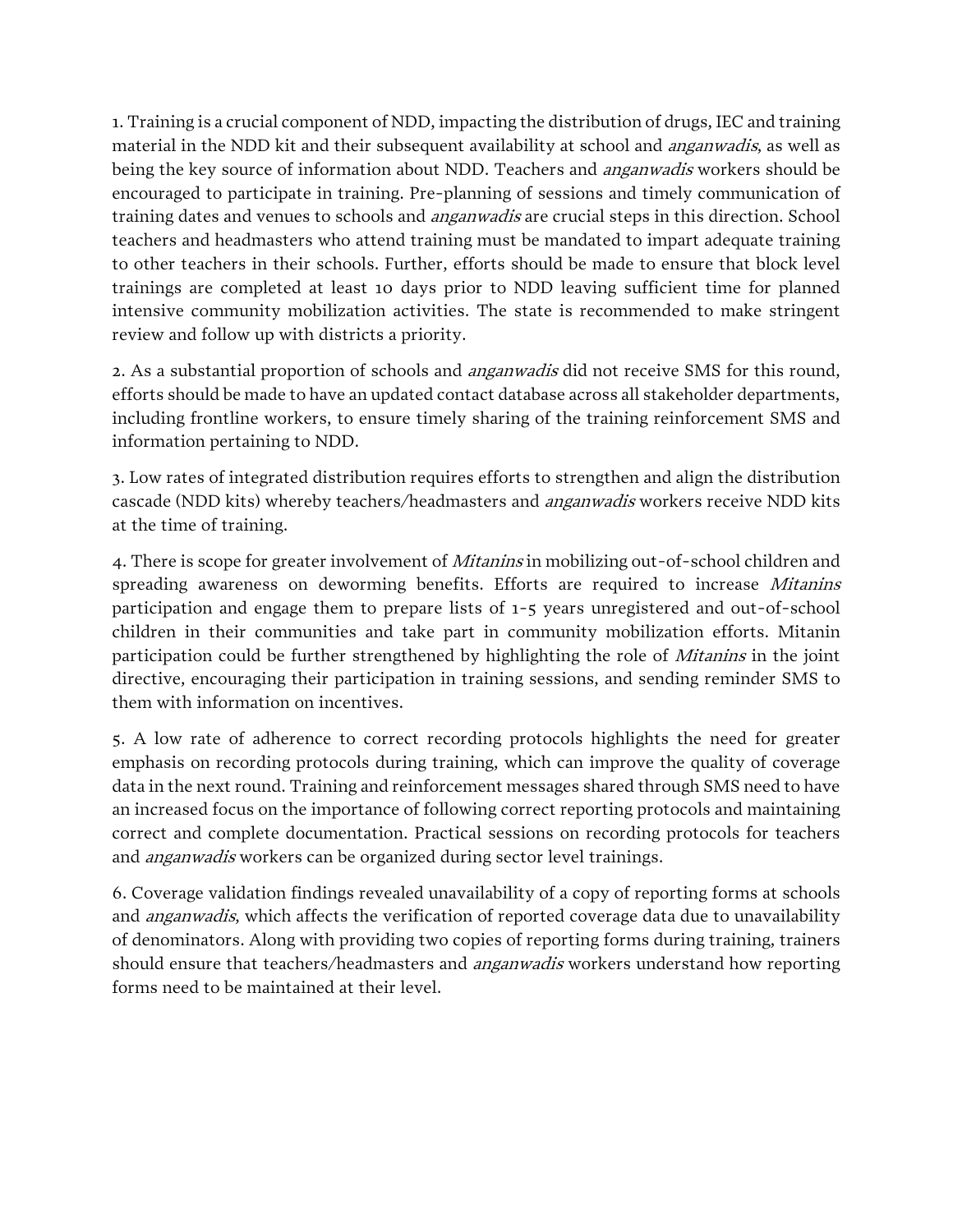1. Training is a crucial component of NDD, impacting the distribution of drugs, IEC and training material in the NDD kit and their subsequent availability at school and *anganwadis*, as well as being the key source of information about NDD. Teachers and *anganwadis* workers should be encouraged to participate in training. Pre-planning of sessions and timely communication of training dates and venues to schools and *anganwadis* are crucial steps in this direction. School teachers and headmasters who attend training must be mandated to impart adequate training to other teachers in their schools. Further, efforts should be made to ensure that block level trainings are completed at least 10 days prior to NDD leaving sufficient time for planned intensive community mobilization activities. The state is recommended to make stringent review and follow up with districts a priority.

2. As a substantial proportion of schools and *anganwadis* did not receive SMS for this round, efforts should be made to have an updated contact database across all stakeholder departments, including frontline workers, to ensure timely sharing of the training reinforcement SMS and information pertaining to NDD.

3. Low rates of integrated distribution requires efforts to strengthen and align the distribution cascade (NDD kits) whereby teachers/headmasters and *anganwadis* workers receive NDD kits at the time of training.

4. There is scope for greater involvement of *Mitanins* in mobilizing out-of-school children and spreading awareness on deworming benefits. Efforts are required to increase *Mitanins* participation and engage them to prepare lists of 1-5 years unregistered and out-of-school children in their communities and take part in community mobilization efforts. Mitanin participation could be further strengthened by highlighting the role of *Mitanins* in the joint directive, encouraging their participation in training sessions, and sending reminder SMS to them with information on incentives.

5. A low rate of adherence to correct recording protocols highlights the need for greater emphasis on recording protocols during training, which can improve the quality of coverage data in the next round. Training and reinforcement messages shared through SMS need to have an increased focus on the importance of following correct reporting protocols and maintaining correct and complete documentation. Practical sessions on recording protocols for teachers and *anganwadis* workers can be organized during sector level trainings.

6. Coverage validation findings revealed unavailability of a copy of reporting forms at schools and *anganwadis*, which affects the verification of reported coverage data due to unavailability of denominators. Along with providing two copies of reporting forms during training, trainers should ensure that teachers/headmasters and *anganwadis* workers understand how reporting forms need to be maintained at their level.